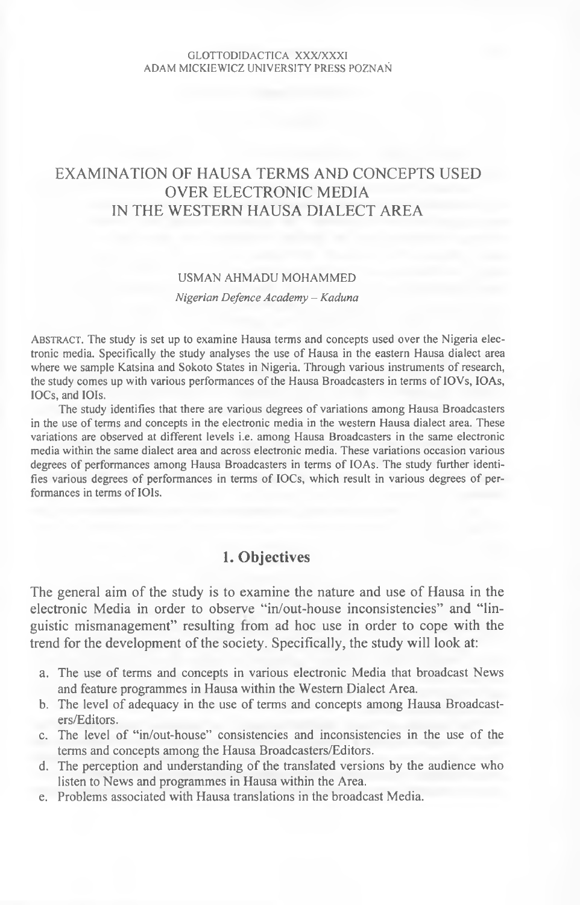# EXAMINATION OF HAUSA TERMS AND CONCEPTS USED OVER ELECTRONIC MEDIA IN THE WESTERN HAUSA DIALECT AREA

USMAN AHMADU MOHAMMED

*Nigerian Defence Academy – Kaduna*

ABSTRACT. The study is set up to examine Hausa terms and concepts used over the Nigeria electronic media. Specifically the study analyses the use of Hausa in the eastern Hausa dialect area where we sample Katsina and Sokoto States in Nigeria. Through various instruments of research, the study comes up with various performances of the Hausa Broadcasters in terms of IOVs, IOAs, IOCs, and IOIs.

The study identifies that there are various degrees of variations among Hausa Broadcasters in the use of terms and concepts in the electronic media in the western Hausa dialect area. These variations are observed at different levels i.e. among Hausa Broadcasters in the same electronic media within the same dialect area and across electronic media. These variations occasion various degrees of performances among Hausa Broadcasters in terms of IOAs. The study further identifies various degrees of performances in terms of IOCs, which result in various degrees of performances in terms of IOIs.

## 1. Objectives

The general aim of the study is to examine the nature and use of Hausa in the electronic Media in order to observe "in/out-house inconsistencies" and "linguistic mismanagement" resulting from ad hoc use in order to cope with the trend for the development of the society. Specifically, the study will look at:

a. The use of terms and concepts in various electronic Media that broadcast News and feature programmes in Hausa within the Western Dialect Area.
b. The level of adequacy in the use of terms and concepts among Hausa Broadcasters/Editors.
c. The level of "in/out-house" consistencies and inconsistencies in the use of the terms and concepts among the Hausa Broadcasters/Editors.
d. The perception and understanding of the translated versions by the audience who listen to News and programmes in Hausa within the Area.
e. Problems associated with Hausa translations in the broadcast Media.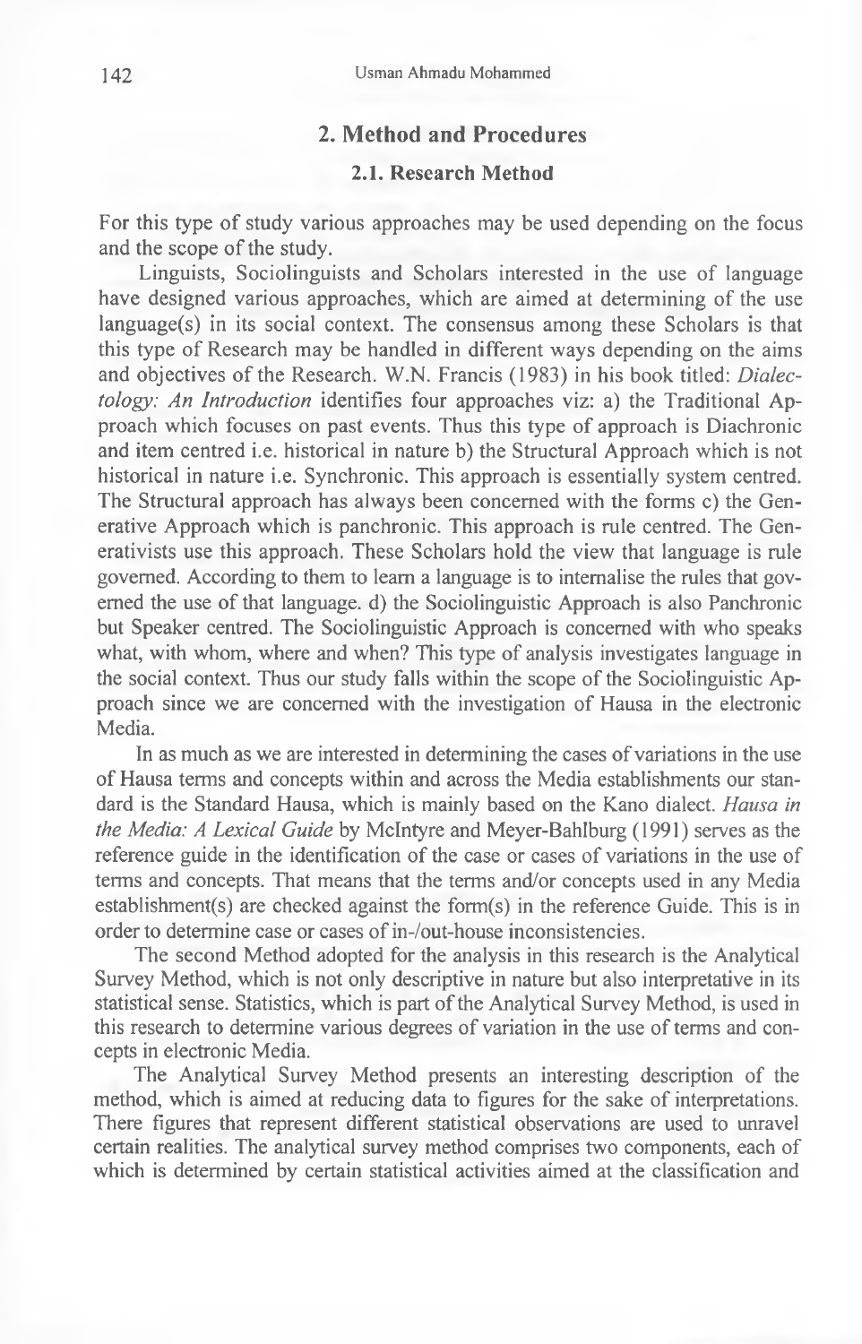## 2. Method and Procedures

### 2.1. Research Method

For this type of study various approaches may be used depending on the focus and the scope of the study.

Linguists, Sociolinguists and Scholars interested in the use of language have designed various approaches, which are aimed at determining of the use language(s) in its social context. The consensus among these Scholars is that this type of Research may be handled in different ways depending on the aims and objectives of the Research. W.N. Francis (1983) in his book titled: *Dialectology: An Introduction* identifies four approaches viz: a) the Traditional Approach which focuses on past events. Thus this type of approach is Diachronic and item centred i.e. historical in nature b) the Structural Approach which is not historical in nature i.e. Synchronic. This approach is essentially system centred. The Structural approach has always been concerned with the forms c) the Generative Approach which is panchronic. This approach is rule centred. The Generativists use this approach. These Scholars hold the view that language is rule governed. According to them to learn a language is to internalise the rules that governed the use of that language. d) the Sociolinguistic Approach is also Panchronic but Speaker centred. The Sociolinguistic Approach is concerned with who speaks what, with whom, where and when? This type of analysis investigates language in the social context. Thus our study falls within the scope of the Sociolinguistic Approach since we are concerned with the investigation of Hausa in the electronic Media.

In as much as we are interested in determining the cases of variations in the use of Hausa terms and concepts within and across the Media establishments our standard is the Standard Hausa, which is mainly based on the Kano dialect. *Hausa in the Media: A Lexical Guide* by McIntyre and Meyer-Bahlburg (1991) serves as the reference guide in the identification of the case or cases of variations in the use of terms and concepts. That means that the terms and/or concepts used in any Media establishment(s) are checked against the form(s) in the reference Guide. This is in order to determine case or cases of in-/out-house inconsistencies.

The second Method adopted for the analysis in this research is the Analytical Survey Method, which is not only descriptive in nature but also interpretative in its statistical sense. Statistics, which is part of the Analytical Survey Method, is used in this research to determine various degrees of variation in the use of terms and concepts in electronic Media.

The Analytical Survey Method presents an interesting description of the method, which is aimed at reducing data to figures for the sake of interpretations. There figures that represent different statistical observations are used to unravel certain realities. The analytical survey method comprises two components, each of which is determined by certain statistical activities aimed at the classification and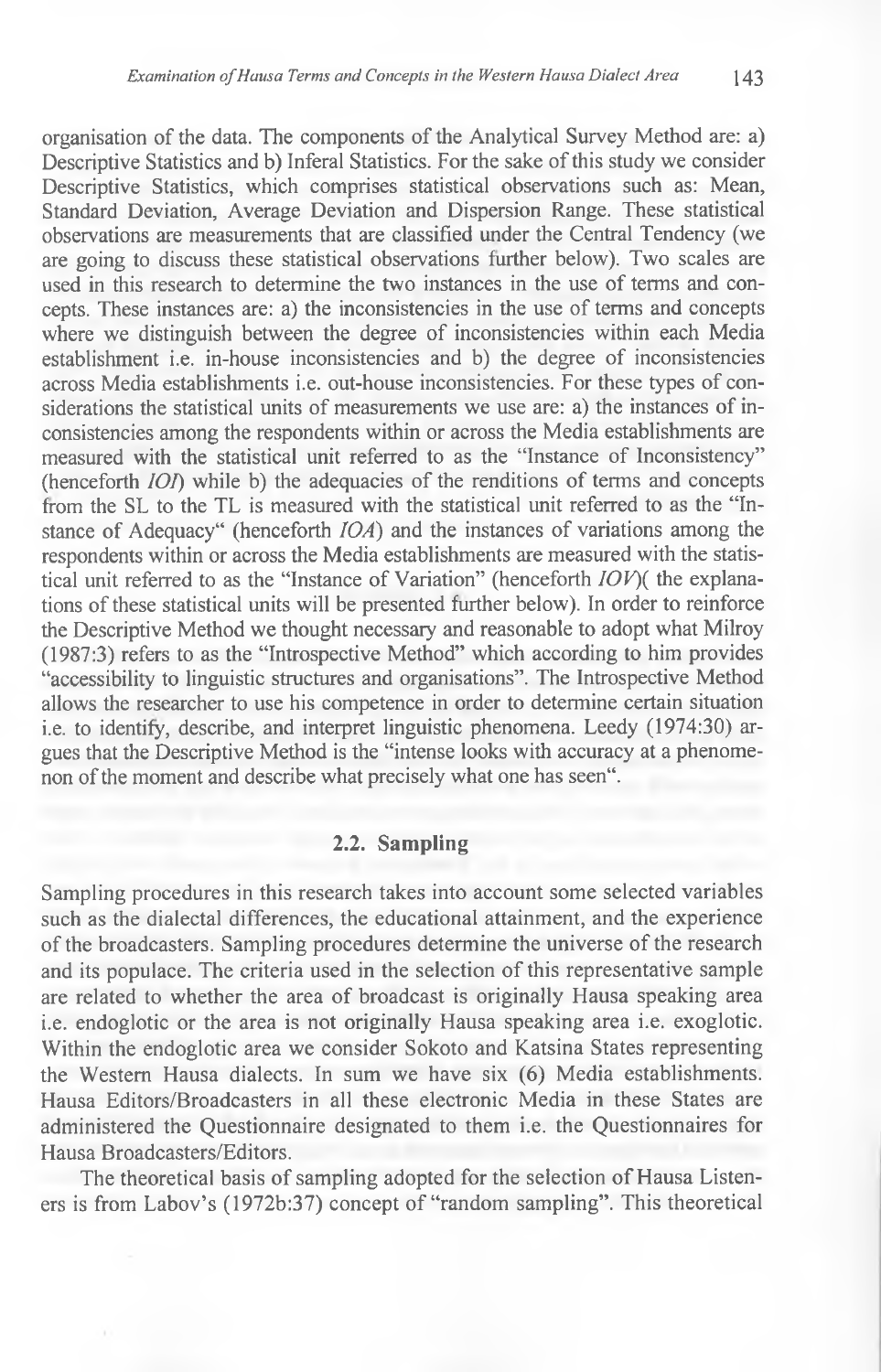organisation of the data. The components of the Analytical Survey Method are: a) Descriptive Statistics and b) Inferal Statistics. For the sake of this study we consider Descriptive Statistics, which comprises statistical observations such as: Mean, Standard Deviation, Average Deviation and Dispersion Range. These statistical observations are measurements that are classified under the Central Tendency (we are going to discuss these statistical observations further below). Two scales are used in this research to determine the two instances in the use of terms and concepts. These instances are: a) the inconsistencies in the use of terms and concepts where we distinguish between the degree of inconsistencies within each Media establishment i.e. in-house inconsistencies and b) the degree of inconsistencies across Media establishments i.e. out-house inconsistencies. For these types of considerations the statistical units of measurements we use are: a) the instances of inconsistencies among the respondents within or across the Media establishments are measured with the statistical unit referred to as the "Instance of Inconsistency" (henceforth *IOI*) while b) the adequacies of the renditions of terms and concepts from the SL to the TL is measured with the statistical unit referred to as the "Instance of Adequacy" (henceforth *IOA*) and the instances of variations among the respondents within or across the Media establishments are measured with the statistical unit referred to as the "Instance of Variation" (henceforth *IOV*)( the explanations of these statistical units will be presented further below). In order to reinforce the Descriptive Method we thought necessary and reasonable to adopt what Milroy (1987:3) refers to as the "Introspective Method" which according to him provides "accessibility to linguistic structures and organisations". The Introspective Method allows the researcher to use his competence in order to determine certain situation i.e. to identify, describe, and interpret linguistic phenomena. Leedy (1974:30) argues that the Descriptive Method is the "intense looks with accuracy at a phenomenon of the moment and describe what precisely what one has seen".

### 2.2. Sampling

Sampling procedures in this research takes into account some selected variables such as the dialectal differences, the educational attainment, and the experience of the broadcasters. Sampling procedures determine the universe of the research and its populace. The criteria used in the selection of this representative sample are related to whether the area of broadcast is originally Hausa speaking area i.e. endoglotic or the area is not originally Hausa speaking area i.e. exoglotic. Within the endoglotic area we consider Sokoto and Katsina States representing the Western Hausa dialects. In sum we have six (6) Media establishments. Hausa Editors/Broadcasters in all these electronic Media in these States are administered the Questionnaire designated to them i.e. the Questionnaires for Hausa Broadcasters/Editors.

The theoretical basis of sampling adopted for the selection of Hausa Listeners is from Labov's (1972b:37) concept of "random sampling". This theoretical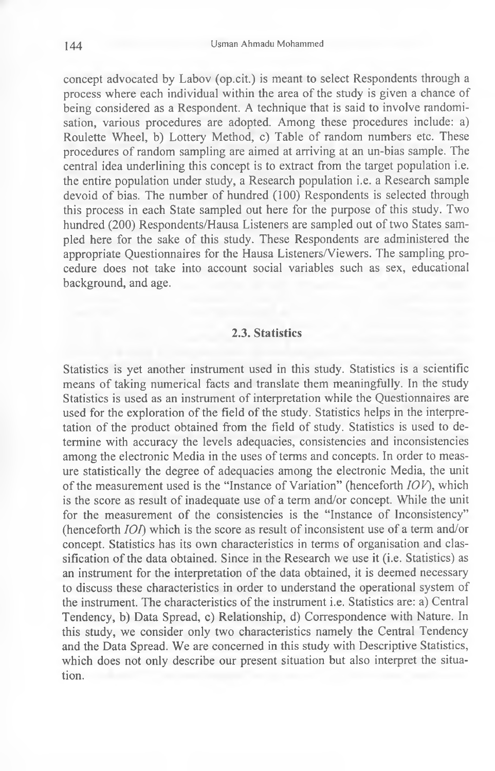concept advocated by Labov (op.cit.) is meant to select Respondents through a process where each individual within the area of the study is given a chance of being considered as a Respondent. A technique that is said to involve randomisation, various procedures are adopted. Among these procedures include: a) Roulette Wheel, b) Lottery Method, c) Table of random numbers etc. These procedures of random sampling are aimed at arriving at an un-bias sample. The central idea underlining this concept is to extract from the target population i.e. the entire population under study, a Research population i.e. a Research sample devoid of bias. The number of hundred (100) Respondents is selected through this process in each State sampled out here for the purpose of this study. Two hundred (200) Respondents/Hausa Listeners are sampled out of two States sampled here for the sake of this study. These Respondents are administered the appropriate Questionnaires for the Hausa Listeners/Viewers. The sampling procedure does not take into account social variables such as sex, educational background, and age.

### 2.3. Statistics

Statistics is yet another instrument used in this study. Statistics is a scientific means of taking numerical facts and translate them meaningfully. In the study Statistics is used as an instrument of interpretation while the Questionnaires are used for the exploration of the field of the study. Statistics helps in the interpretation of the product obtained from the field of study. Statistics is used to determine with accuracy the levels adequacies, consistencies and inconsistencies among the electronic Media in the uses of terms and concepts. In order to measure statistically the degree of adequacies among the electronic Media, the unit of the measurement used is the "Instance of Variation" (henceforth *IOV*), which is the score as result of inadequate use of a term and/or concept. While the unit for the measurement of the consistencies is the "Instance of Inconsistency" (henceforth *IOI*) which is the score as result of inconsistent use of a term and/or concept. Statistics has its own characteristics in terms of organisation and classification of the data obtained. Since in the Research we use it (i.e. Statistics) as an instrument for the interpretation of the data obtained, it is deemed necessary to discuss these characteristics in order to understand the operational system of the instrument. The characteristics of the instrument i.e. Statistics are: a) Central Tendency, b) Data Spread, c) Relationship, d) Correspondence with Nature. In this study, we consider only two characteristics namely the Central Tendency and the Data Spread. We are concerned in this study with Descriptive Statistics, which does not only describe our present situation but also interpret the situation.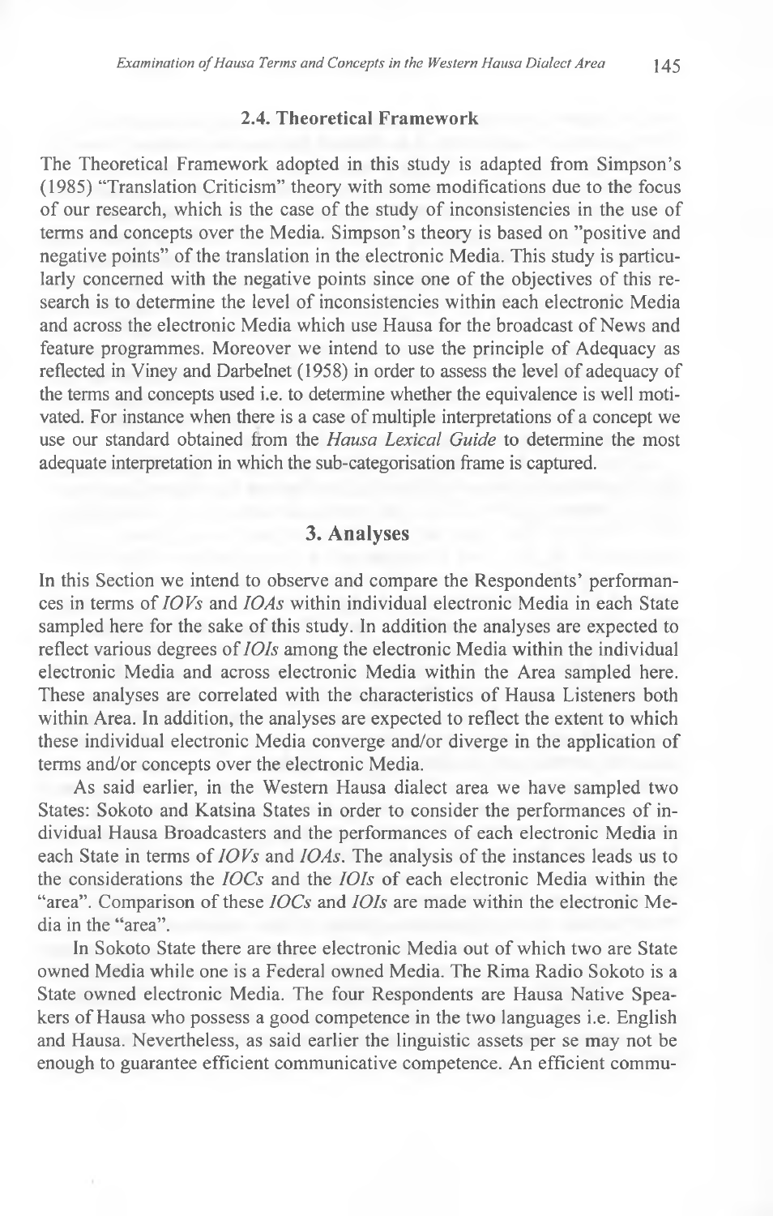### 2.4. Theoretical Framework

The Theoretical Framework adopted in this study is adapted from Simpson's (1985) "Translation Criticism" theory with some modifications due to the focus of our research, which is the case of the study of inconsistencies in the use of terms and concepts over the Media. Simpson's theory is based on "positive and negative points" of the translation in the electronic Media. This study is particularly concerned with the negative points since one of the objectives of this research is to determine the level of inconsistencies within each electronic Media and across the electronic Media which use Hausa for the broadcast of News and feature programmes. Moreover we intend to use the principle of Adequacy as reflected in Viney and Darbelnet (1958) in order to assess the level of adequacy of the terms and concepts used i.e. to determine whether the equivalence is well motivated. For instance when there is a case of multiple interpretations of a concept we use our standard obtained from the *Hausa Lexical Guide* to determine the most adequate interpretation in which the sub-categorisation frame is captured.

## 3. Analyses

In this Section we intend to observe and compare the Respondents' performances in terms of *IOVs* and *IOAs* within individual electronic Media in each State sampled here for the sake of this study. In addition the analyses are expected to reflect various degrees of *IOIs* among the electronic Media within the individual electronic Media and across electronic Media within the Area sampled here. These analyses are correlated with the characteristics of Hausa Listeners both within Area. In addition, the analyses are expected to reflect the extent to which these individual electronic Media converge and/or diverge in the application of terms and/or concepts over the electronic Media.

As said earlier, in the Western Hausa dialect area we have sampled two States: Sokoto and Katsina States in order to consider the performances of individual Hausa Broadcasters and the performances of each electronic Media in each State in terms of *IOVs* and *IOAs*. The analysis of the instances leads us to the considerations the *IOCs* and the *IOIs* of each electronic Media within the "area". Comparison of these *IOCs* and *IOIs* are made within the electronic Media in the "area".

In Sokoto State there are three electronic Media out of which two are State owned Media while one is a Federal owned Media. The Rima Radio Sokoto is a State owned electronic Media. The four Respondents are Hausa Native Speakers of Hausa who possess a good competence in the two languages i.e. English and Hausa. Nevertheless, as said earlier the linguistic assets per se may not be enough to guarantee efficient communicative competence. An efficient commu-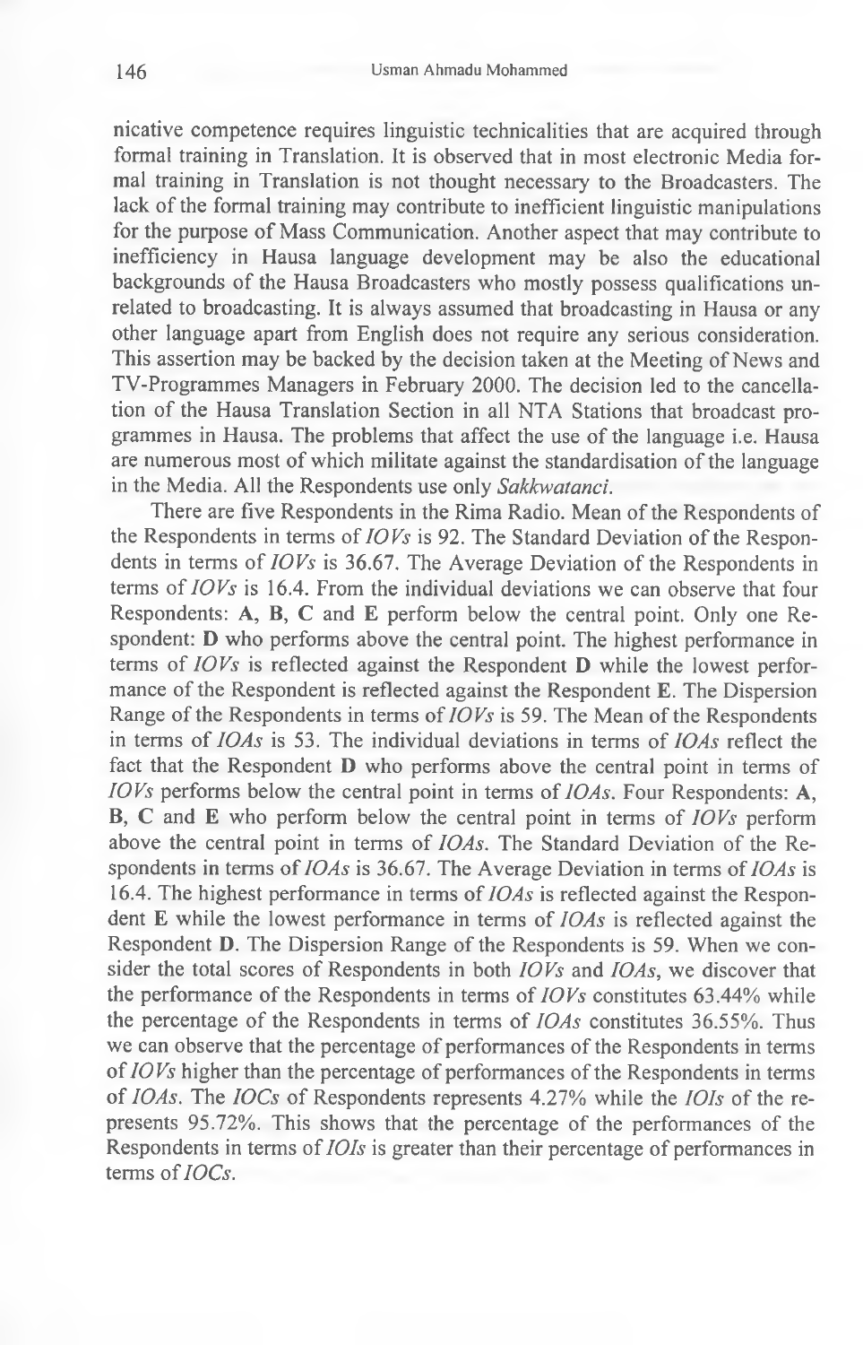nicative competence requires linguistic technicalities that are acquired through formal training in Translation. It is observed that in most electronic Media formal training in Translation is not thought necessary to the Broadcasters. The lack of the formal training may contribute to inefficient linguistic manipulations for the purpose of Mass Communication. Another aspect that may contribute to inefficiency in Hausa language development may be also the educational backgrounds of the Hausa Broadcasters who mostly possess qualifications unrelated to broadcasting. It is always assumed that broadcasting in Hausa or any other language apart from English does not require any serious consideration. This assertion may be backed by the decision taken at the Meeting of News and TV-Programmes Managers in February 2000. The decision led to the cancellation of the Hausa Translation Section in all NTA Stations that broadcast programmes in Hausa. The problems that affect the use of the language i.e. Hausa are numerous most of which militate against the standardisation of the language in the Media. All the Respondents use only *Sakkwatanci*.

There are five Respondents in the Rima Radio. Mean of the Respondents of the Respondents in terms of *IOVs* is 92. The Standard Deviation of the Respondents in terms of *IOVs* is 36.67. The Average Deviation of the Respondents in terms of *IOVs* is 16.4. From the individual deviations we can observe that four Respondents: **A**, **B**, **C** and **E** perform below the central point. Only one Respondent: **D** who performs above the central point. The highest performance in terms of *IOVs* is reflected against the Respondent **D** while the lowest performance of the Respondent is reflected against the Respondent **E**. The Dispersion Range of the Respondents in terms of *IOVs* is 59. The Mean of the Respondents in terms of *IOAs* is 53. The individual deviations in terms of *IOAs* reflect the fact that the Respondent **D** who performs above the central point in terms of *IOVs* performs below the central point in terms of *IOAs*. Four Respondents: **A**, **B**, **C** and **E** who perform below the central point in terms of *IOVs* perform above the central point in terms of *IOAs*. The Standard Deviation of the Respondents in terms of *IOAs* is 36.67. The Average Deviation in terms of *IOAs* is 16.4. The highest performance in terms of *IOAs* is reflected against the Respondent **E** while the lowest performance in terms of *IOAs* is reflected against the Respondent **D**. The Dispersion Range of the Respondents is 59. When we consider the total scores of Respondents in both *IOVs* and *IOAs*, we discover that the performance of the Respondents in terms of *IOVs* constitutes 63.44% while the percentage of the Respondents in terms of *IOAs* constitutes 36.55%. Thus we can observe that the percentage of performances of the Respondents in terms of *IOVs* higher than the percentage of performances of the Respondents in terms of *IOAs*. The *IOCs* of Respondents represents 4.27% while the *IOIs* of the represents 95.72%. This shows that the percentage of the performances of the Respondents in terms of *IOIs* is greater than their percentage of performances in terms of *IOCs*.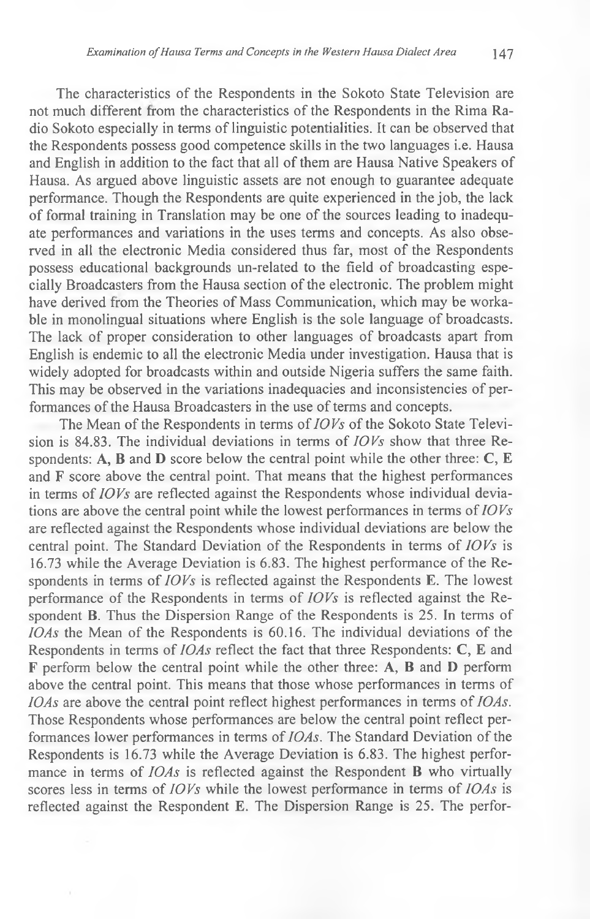The characteristics of the Respondents in the Sokoto State Television are not much different from the characteristics of the Respondents in the Rima Radio Sokoto especially in terms of linguistic potentialities. It can be observed that the Respondents possess good competence skills in the two languages i.e. Hausa and English in addition to the fact that all of them are Hausa Native Speakers of Hausa. As argued above linguistic assets are not enough to guarantee adequate performance. Though the Respondents are quite experienced in the job, the lack of formal training in Translation may be one of the sources leading to inadequate performances and variations in the uses terms and concepts. As also observed in all the electronic Media considered thus far, most of the Respondents possess educational backgrounds un-related to the field of broadcasting especially Broadcasters from the Hausa section of the electronic. The problem might have derived from the Theories of Mass Communication, which may be workable in monolingual situations where English is the sole language of broadcasts. The lack of proper consideration to other languages of broadcasts apart from English is endemic to all the electronic Media under investigation. Hausa that is widely adopted for broadcasts within and outside Nigeria suffers the same faith. This may be observed in the variations inadequacies and inconsistencies of performances of the Hausa Broadcasters in the use of terms and concepts.

The Mean of the Respondents in terms of *IOVs* of the Sokoto State Television is 84.83. The individual deviations in terms of *IOVs* show that three Respondents: **A**, **B** and **D** score below the central point while the other three: **C**, **E** and **F** score above the central point. That means that the highest performances in terms of *IOVs* are reflected against the Respondents whose individual deviations are above the central point while the lowest performances in terms of *IOVs* are reflected against the Respondents whose individual deviations are below the central point. The Standard Deviation of the Respondents in terms of *IOVs* is 16.73 while the Average Deviation is 6.83. The highest performance of the Respondents in terms of *IOVs* is reflected against the Respondents **E**. The lowest performance of the Respondents in terms of *IOVs* is reflected against the Respondent **B**. Thus the Dispersion Range of the Respondents is 25. In terms of *IOAs* the Mean of the Respondents is 60.16. The individual deviations of the Respondents in terms of *IOAs* reflect the fact that three Respondents: **C**, **E** and **F** perform below the central point while the other three: **A**, **B** and **D** perform above the central point. This means that those whose performances in terms of *IOAs* are above the central point reflect highest performances in terms of *IOAs*. Those Respondents whose performances are below the central point reflect performances lower performances in terms of *IOAs*. The Standard Deviation of the Respondents is 16.73 while the Average Deviation is 6.83. The highest performance in terms of *IOAs* is reflected against the Respondent **B** who virtually scores less in terms of *IOVs* while the lowest performance in terms of *IOAs* is reflected against the Respondent **E**. The Dispersion Range is 25. The perfor-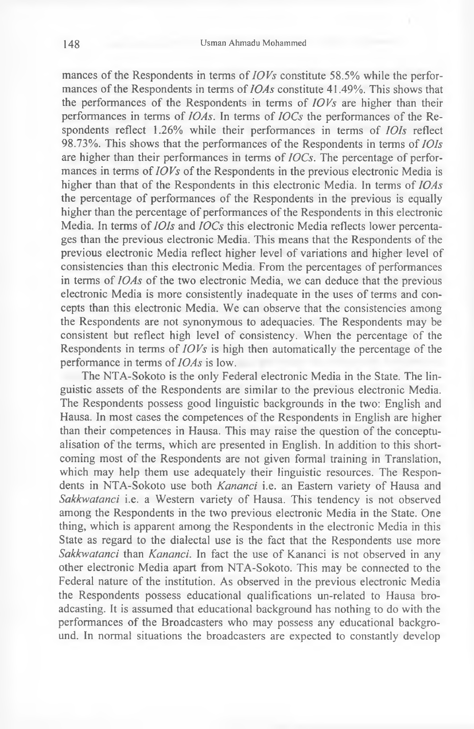mances of the Respondents in terms of *IOVs* constitute 58.5% while the performances of the Respondents in terms of *IOAs* constitute 41.49%. This shows that the performances of the Respondents in terms of *IOVs* are higher than their performances in terms of *IOAs*. In terms of *IOCs* the performances of the Respondents reflect 1.26% while their performances in terms of *IOIs* reflect 98.73%. This shows that the performances of the Respondents in terms of *IOIs* are higher than their performances in terms of *IOCs*. The percentage of performances in terms of *IOVs* of the Respondents in the previous electronic Media is higher than that of the Respondents in this electronic Media. In terms of *IOAs* the percentage of performances of the Respondents in the previous is equally higher than the percentage of performances of the Respondents in this electronic Media. In terms of *IOIs* and *IOCs* this electronic Media reflects lower percentages than the previous electronic Media. This means that the Respondents of the previous electronic Media reflect higher level of variations and higher level of consistencies than this electronic Media. From the percentages of performances in terms of *IOAs* of the two electronic Media, we can deduce that the previous electronic Media is more consistently inadequate in the uses of terms and concepts than this electronic Media. We can observe that the consistencies among the Respondents are not synonymous to adequacies. The Respondents may be consistent but reflect high level of consistency. When the percentage of the Respondents in terms of *IOVs* is high then automatically the percentage of the performance in terms of *IOAs* is low.

The NTA-Sokoto is the only Federal electronic Media in the State. The linguistic assets of the Respondents are similar to the previous electronic Media. The Respondents possess good linguistic backgrounds in the two: English and Hausa. In most cases the competences of the Respondents in English are higher than their competences in Hausa. This may raise the question of the conceptualisation of the terms, which are presented in English. In addition to this shortcoming most of the Respondents are not given formal training in Translation, which may help them use adequately their linguistic resources. The Respondents in NTA-Sokoto use both *Kananci* i.e. an Eastern variety of Hausa and *Sakkwatanci* i.e. a Western variety of Hausa. This tendency is not observed among the Respondents in the two previous electronic Media in the State. One thing, which is apparent among the Respondents in the electronic Media in this State as regard to the dialectal use is the fact that the Respondents use more *Sakkwatanci* than *Kananci*. In fact the use of Kananci is not observed in any other electronic Media apart from NTA-Sokoto. This may be connected to the Federal nature of the institution. As observed in the previous electronic Media the Respondents possess educational qualifications un-related to Hausa broadcasting. It is assumed that educational background has nothing to do with the performances of the Broadcasters who may possess any educational background. In normal situations the broadcasters are expected to constantly develop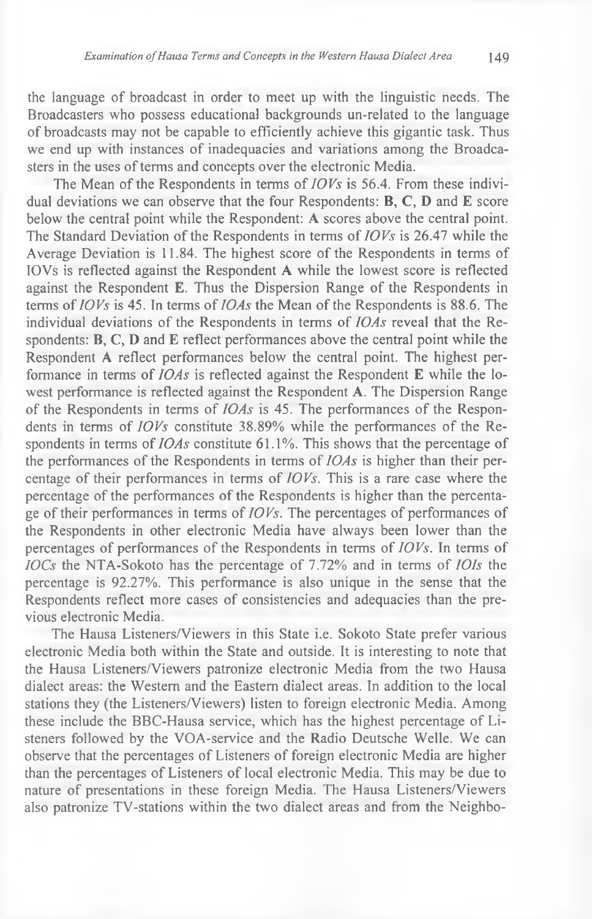the language of broadcast in order to meet up with the linguistic needs. The Broadcasters who possess educational backgrounds un-related to the language of broadcasts may not be capable to efficiently achieve this gigantic task. Thus we end up with instances of inadequacies and variations among the Broadcasters in the uses of terms and concepts over the electronic Media.

The Mean of the Respondents in terms of *IOVs* is 56.4. From these individual deviations we can observe that the four Respondents: **B**, **C**, **D** and **E** score below the central point while the Respondent: **A** scores above the central point. The Standard Deviation of the Respondents in terms of *IOVs* is 26.47 while the Average Deviation is 11.84. The highest score of the Respondents in terms of IOVs is reflected against the Respondent **A** while the lowest score is reflected against the Respondent **E**. Thus the Dispersion Range of the Respondents in terms of *IOVs* is 45. In terms of *IOAs* the Mean of the Respondents is 88.6. The individual deviations of the Respondents in terms of *IOAs* reveal that the Respondents: **B**, **C**, **D** and **E** reflect performances above the central point while the Respondent **A** reflect performances below the central point. The highest performance in terms of *IOAs* is reflected against the Respondent **E** while the lowest performance is reflected against the Respondent **A**. The Dispersion Range of the Respondents in terms of *IOAs* is 45. The performances of the Respondents in terms of *IOVs* constitute 38.89% while the performances of the Respondents in terms of *IOAs* constitute 61.1%. This shows that the percentage of the performances of the Respondents in terms of *IOAs* is higher than their percentage of their performances in terms of *IOVs*. This is a rare case where the percentage of the performances of the Respondents is higher than the percentage of their performances in terms of *IOVs*. The percentages of performances of the Respondents in other electronic Media have always been lower than the percentages of performances of the Respondents in terms of *IOVs*. In terms of *IOCs* the NTA-Sokoto has the percentage of 7.72% and in terms of *IOIs* the percentage is 92.27%. This performance is also unique in the sense that the Respondents reflect more cases of consistencies and adequacies than the previous electronic Media.

The Hausa Listeners/Viewers in this State i.e. Sokoto State prefer various electronic Media both within the State and outside. It is interesting to note that the Hausa Listeners/Viewers patronize electronic Media from the two Hausa dialect areas: the Western and the Eastern dialect areas. In addition to the local stations they (the Listeners/Viewers) listen to foreign electronic Media. Among these include the BBC-Hausa service, which has the highest percentage of Listeners followed by the VOA-service and the Radio Deutsche Welle. We can observe that the percentages of Listeners of foreign electronic Media are higher than the percentages of Listeners of local electronic Media. This may be due to nature of presentations in these foreign Media. The Hausa Listeners/Viewers also patronize TV-stations within the two dialect areas and from the Neighbo-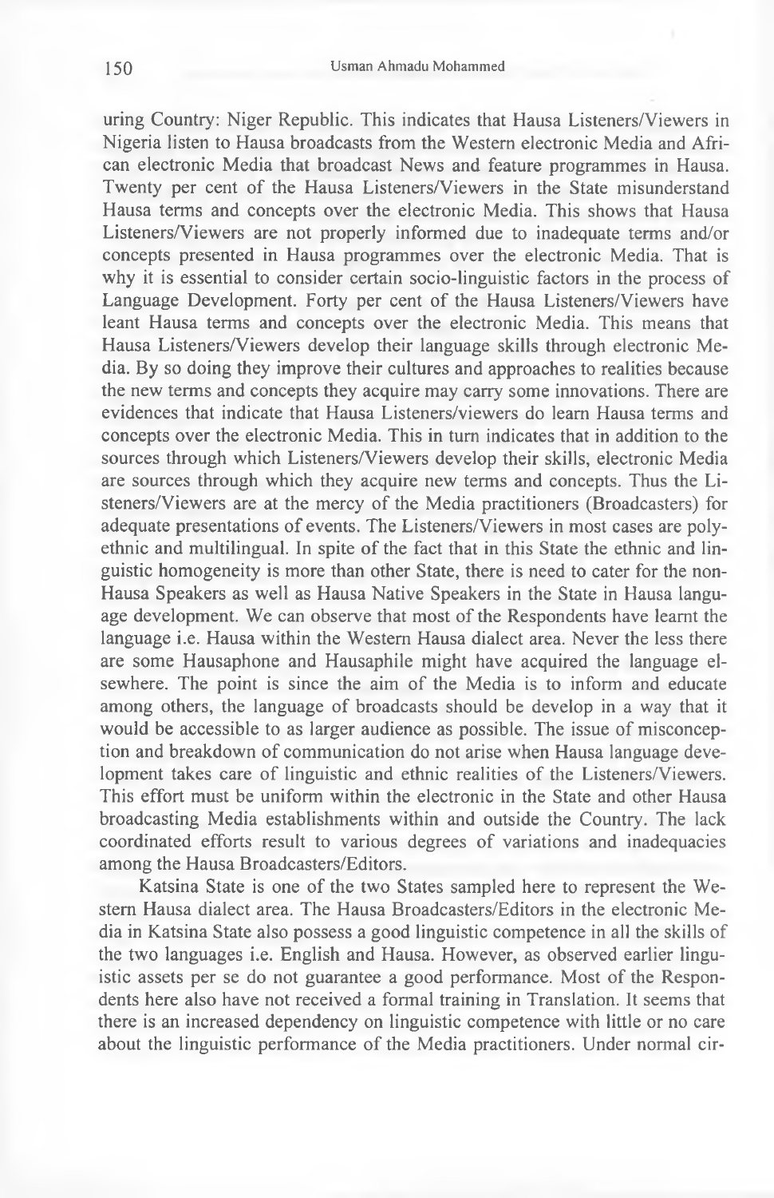uring Country: Niger Republic. This indicates that Hausa Listeners/Viewers in Nigeria listen to Hausa broadcasts from the Western electronic Media and African electronic Media that broadcast News and feature programmes in Hausa. Twenty per cent of the Hausa Listeners/Viewers in the State misunderstand Hausa terms and concepts over the electronic Media. This shows that Hausa Listeners/Viewers are not properly informed due to inadequate terms and/or concepts presented in Hausa programmes over the electronic Media. That is why it is essential to consider certain socio-linguistic factors in the process of Language Development. Forty per cent of the Hausa Listeners/Viewers have leant Hausa terms and concepts over the electronic Media. This means that Hausa Listeners/Viewers develop their language skills through electronic Media. By so doing they improve their cultures and approaches to realities because the new terms and concepts they acquire may carry some innovations. There are evidences that indicate that Hausa Listeners/viewers do learn Hausa terms and concepts over the electronic Media. This in turn indicates that in addition to the sources through which Listeners/Viewers develop their skills, electronic Media are sources through which they acquire new terms and concepts. Thus the Listeners/Viewers are at the mercy of the Media practitioners (Broadcasters) for adequate presentations of events. The Listeners/Viewers in most cases are polyethnic and multilingual. In spite of the fact that in this State the ethnic and linguistic homogeneity is more than other State, there is need to cater for the non-Hausa Speakers as well as Hausa Native Speakers in the State in Hausa language development. We can observe that most of the Respondents have learnt the language i.e. Hausa within the Western Hausa dialect area. Never the less there are some Hausaphone and Hausaphile might have acquired the language elsewhere. The point is since the aim of the Media is to inform and educate among others, the language of broadcasts should be develop in a way that it would be accessible to as larger audience as possible. The issue of misconception and breakdown of communication do not arise when Hausa language development takes care of linguistic and ethnic realities of the Listeners/Viewers. This effort must be uniform within the electronic in the State and other Hausa broadcasting Media establishments within and outside the Country. The lack coordinated efforts result to various degrees of variations and inadequacies among the Hausa Broadcasters/Editors.

Katsina State is one of the two States sampled here to represent the Western Hausa dialect area. The Hausa Broadcasters/Editors in the electronic Media in Katsina State also possess a good linguistic competence in all the skills of the two languages i.e. English and Hausa. However, as observed earlier linguistic assets per se do not guarantee a good performance. Most of the Respondents here also have not received a formal training in Translation. It seems that there is an increased dependency on linguistic competence with little or no care about the linguistic performance of the Media practitioners. Under normal cir-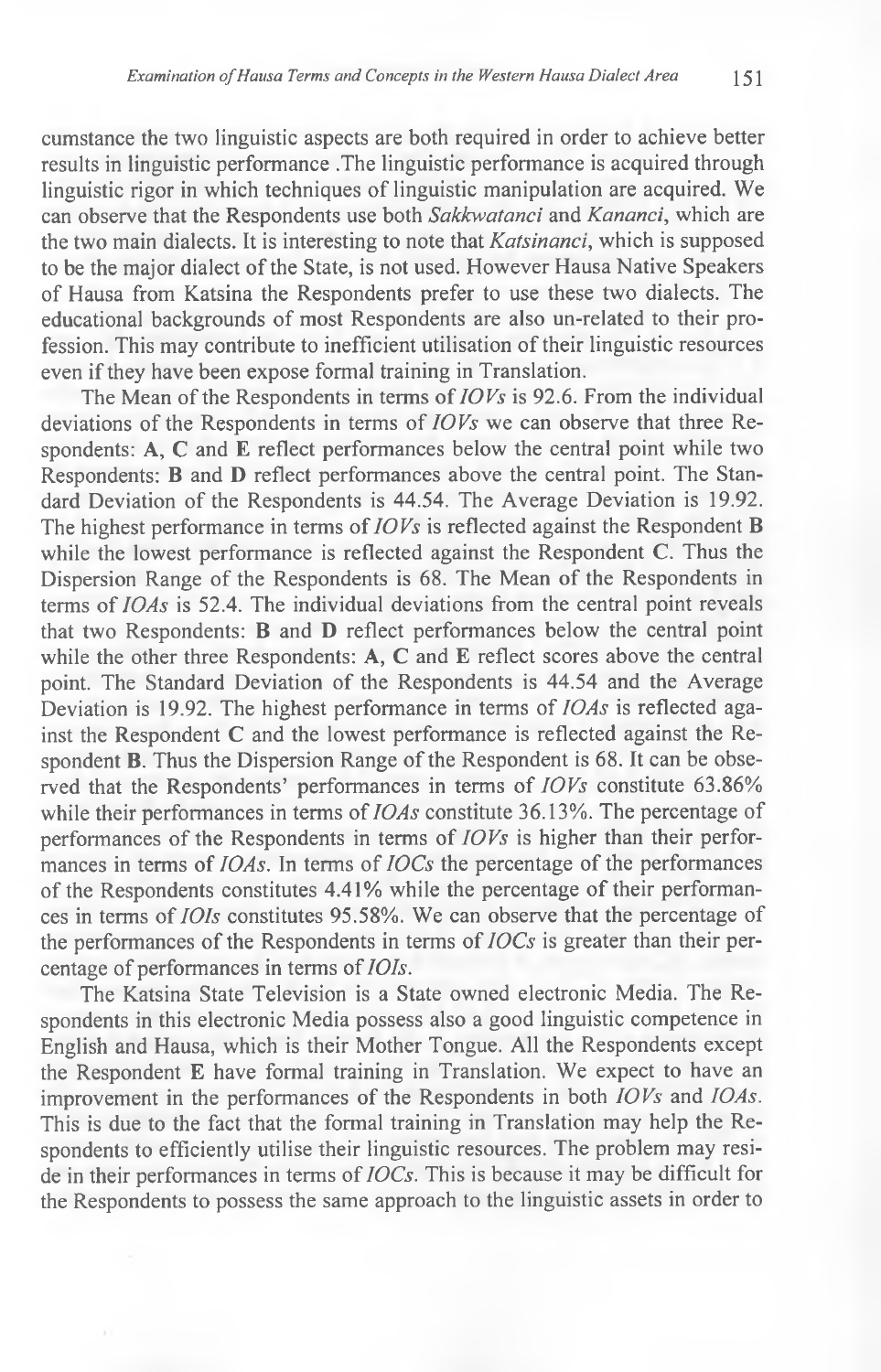cumstance the two linguistic aspects are both required in order to achieve better results in linguistic performance .The linguistic performance is acquired through linguistic rigor in which techniques of linguistic manipulation are acquired. We can observe that the Respondents use both *Sakkwatanci* and *Kananci*, which are the two main dialects. It is interesting to note that *Katsinanci*, which is supposed to be the major dialect of the State, is not used. However Hausa Native Speakers of Hausa from Katsina the Respondents prefer to use these two dialects. The educational backgrounds of most Respondents are also un-related to their profession. This may contribute to inefficient utilisation of their linguistic resources even if they have been expose formal training in Translation.

The Mean of the Respondents in terms of *IOVs* is 92.6. From the individual deviations of the Respondents in terms of *IOVs* we can observe that three Respondents: **A**, **C** and **E** reflect performances below the central point while two Respondents: **B** and **D** reflect performances above the central point. The Standard Deviation of the Respondents is 44.54. The Average Deviation is 19.92. The highest performance in terms of *IOVs* is reflected against the Respondent **B** while the lowest performance is reflected against the Respondent **C**. Thus the Dispersion Range of the Respondents is 68. The Mean of the Respondents in terms of *IOAs* is 52.4. The individual deviations from the central point reveals that two Respondents: **B** and **D** reflect performances below the central point while the other three Respondents: **A**, **C** and **E** reflect scores above the central point. The Standard Deviation of the Respondents is 44.54 and the Average Deviation is 19.92. The highest performance in terms of *IOAs* is reflected against the Respondent **C** and the lowest performance is reflected against the Respondent **B**. Thus the Dispersion Range of the Respondent is 68. It can be observed that the Respondents' performances in terms of *IOVs* constitute 63.86% while their performances in terms of *IOAs* constitute 36.13%. The percentage of performances of the Respondents in terms of *IOVs* is higher than their performances in terms of *IOAs*. In terms of *IOCs* the percentage of the performances of the Respondents constitutes 4.41% while the percentage of their performances in terms of *IOIs* constitutes 95.58%. We can observe that the percentage of the performances of the Respondents in terms of *IOCs* is greater than their percentage of performances in terms of *IOIs*.

The Katsina State Television is a State owned electronic Media. The Respondents in this electronic Media possess also a good linguistic competence in English and Hausa, which is their Mother Tongue. All the Respondents except the Respondent **E** have formal training in Translation. We expect to have an improvement in the performances of the Respondents in both *IOVs* and *IOAs*. This is due to the fact that the formal training in Translation may help the Respondents to efficiently utilise their linguistic resources. The problem may reside in their performances in terms of *IOCs*. This is because it may be difficult for the Respondents to possess the same approach to the linguistic assets in order to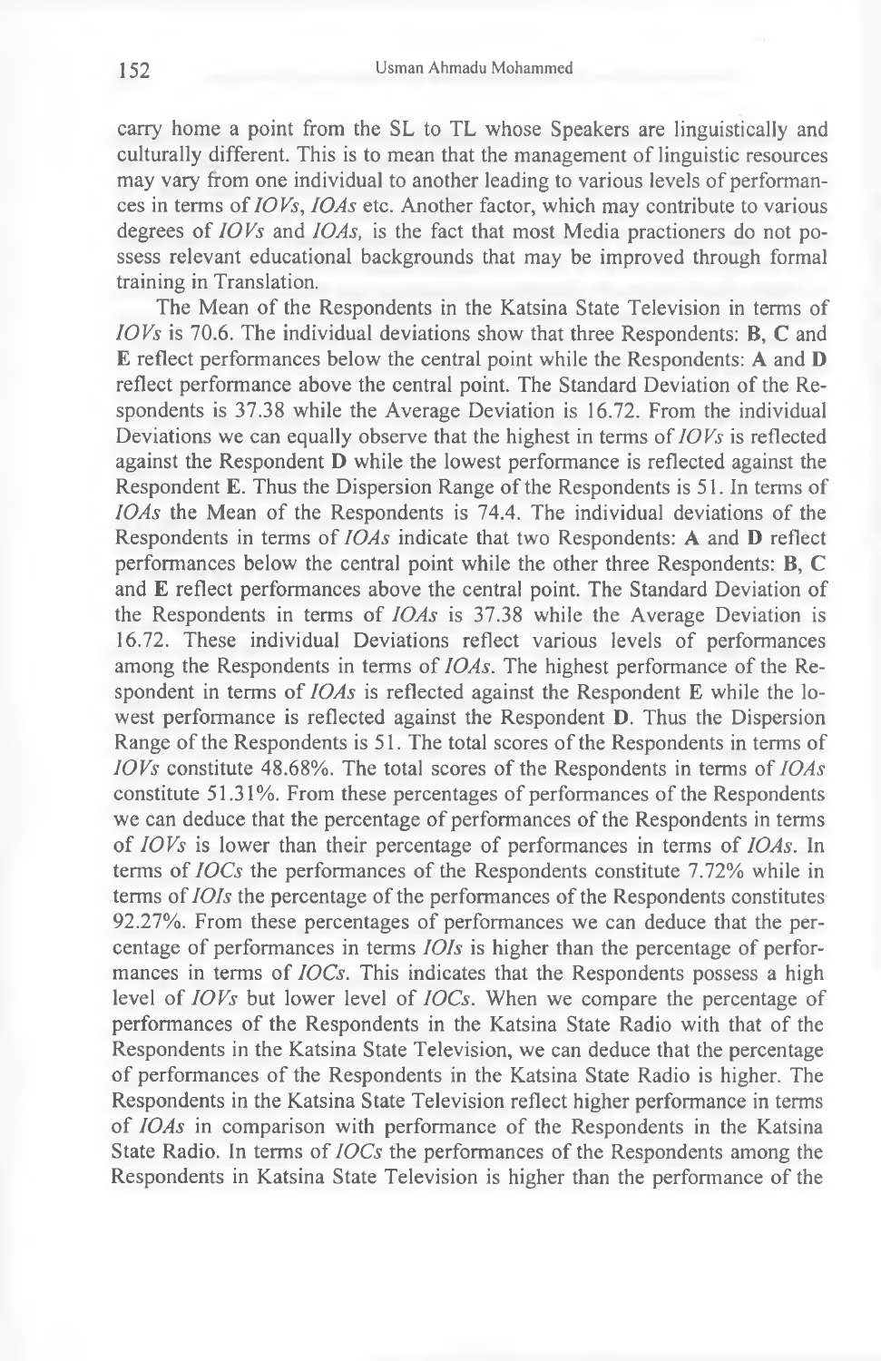carry home a point from the SL to TL whose Speakers are linguistically and culturally different. This is to mean that the management of linguistic resources may vary from one individual to another leading to various levels of performances in terms of *IOVs*, *IOAs* etc. Another factor, which may contribute to various degrees of *IOVs* and *IOAs*, is the fact that most Media practioners do not possess relevant educational backgrounds that may be improved through formal training in Translation.

The Mean of the Respondents in the Katsina State Television in terms of *IOVs* is 70.6. The individual deviations show that three Respondents: **B**, **C** and **E** reflect performances below the central point while the Respondents: **A** and **D** reflect performance above the central point. The Standard Deviation of the Respondents is 37.38 while the Average Deviation is 16.72. From the individual Deviations we can equally observe that the highest in terms of *IOVs* is reflected against the Respondent **D** while the lowest performance is reflected against the Respondent **E**. Thus the Dispersion Range of the Respondents is 51. In terms of *IOAs* the Mean of the Respondents is 74.4. The individual deviations of the Respondents in terms of *IOAs* indicate that two Respondents: **A** and **D** reflect performances below the central point while the other three Respondents: **B**, **C** and **E** reflect performances above the central point. The Standard Deviation of the Respondents in terms of *IOAs* is 37.38 while the Average Deviation is 16.72. These individual Deviations reflect various levels of performances among the Respondents in terms of *IOAs*. The highest performance of the Respondent in terms of *IOAs* is reflected against the Respondent **E** while the lowest performance is reflected against the Respondent **D**. Thus the Dispersion Range of the Respondents is 51. The total scores of the Respondents in terms of *IOVs* constitute 48.68%. The total scores of the Respondents in terms of *IOAs* constitute 51.31%. From these percentages of performances of the Respondents we can deduce that the percentage of performances of the Respondents in terms of *IOVs* is lower than their percentage of performances in terms of *IOAs*. In terms of *IOCs* the performances of the Respondents constitute 7.72% while in terms of *IOIs* the percentage of the performances of the Respondents constitutes 92.27%. From these percentages of performances we can deduce that the percentage of performances in terms *IOIs* is higher than the percentage of performances in terms of *IOCs*. This indicates that the Respondents possess a high level of *IOVs* but lower level of *IOCs*. When we compare the percentage of performances of the Respondents in the Katsina State Radio with that of the Respondents in the Katsina State Television, we can deduce that the percentage of performances of the Respondents in the Katsina State Radio is higher. The Respondents in the Katsina State Television reflect higher performance in terms of *IOAs* in comparison with performance of the Respondents in the Katsina State Radio. In terms of *IOCs* the performances of the Respondents among the Respondents in Katsina State Television is higher than the performance of the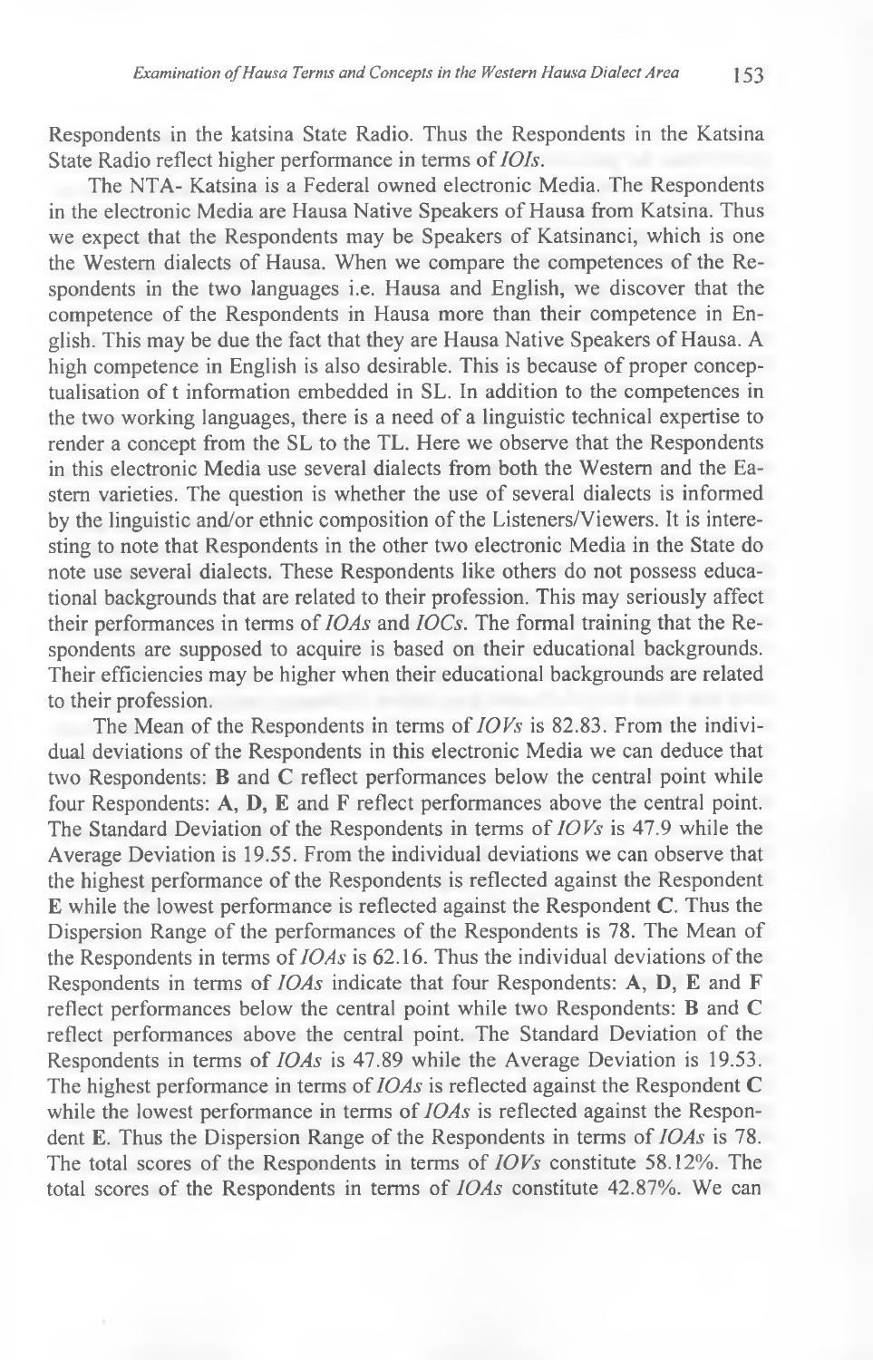Respondents in the katsina State Radio. Thus the Respondents in the Katsina State Radio reflect higher performance in terms of *IOIs*.

The NTA- Katsina is a Federal owned electronic Media. The Respondents in the electronic Media are Hausa Native Speakers of Hausa from Katsina. Thus we expect that the Respondents may be Speakers of Katsinanci, which is one the Western dialects of Hausa. When we compare the competences of the Respondents in the two languages i.e. Hausa and English, we discover that the competence of the Respondents in Hausa more than their competence in English. This may be due the fact that they are Hausa Native Speakers of Hausa. A high competence in English is also desirable. This is because of proper conceptualisation of t information embedded in SL. In addition to the competences in the two working languages, there is a need of a linguistic technical expertise to render a concept from the SL to the TL. Here we observe that the Respondents in this electronic Media use several dialects from both the Western and the Eastern varieties. The question is whether the use of several dialects is informed by the linguistic and/or ethnic composition of the Listeners/Viewers. It is interesting to note that Respondents in the other two electronic Media in the State do note use several dialects. These Respondents like others do not possess educational backgrounds that are related to their profession. This may seriously affect their performances in terms of *IOAs* and *IOCs*. The formal training that the Respondents are supposed to acquire is based on their educational backgrounds. Their efficiencies may be higher when their educational backgrounds are related to their profession.

The Mean of the Respondents in terms of *IOVs* is 82.83. From the individual deviations of the Respondents in this electronic Media we can deduce that two Respondents: **B** and **C** reflect performances below the central point while four Respondents: **A**, **D**, **E** and **F** reflect performances above the central point. The Standard Deviation of the Respondents in terms of *IOVs* is 47.9 while the Average Deviation is 19.55. From the individual deviations we can observe that the highest performance of the Respondents is reflected against the Respondent **E** while the lowest performance is reflected against the Respondent **C**. Thus the Dispersion Range of the performances of the Respondents is 78. The Mean of the Respondents in terms of *IOAs* is 62.16. Thus the individual deviations of the Respondents in terms of *IOAs* indicate that four Respondents: **A**, **D**, **E** and **F** reflect performances below the central point while two Respondents: **B** and **C** reflect performances above the central point. The Standard Deviation of the Respondents in terms of *IOAs* is 47.89 while the Average Deviation is 19.53. The highest performance in terms of *IOAs* is reflected against the Respondent **C** while the lowest performance in terms of *IOAs* is reflected against the Respondent **E**. Thus the Dispersion Range of the Respondents in terms of *IOAs* is 78. The total scores of the Respondents in terms of *IOVs* constitute 58.12%. The total scores of the Respondents in terms of *IOAs* constitute 42.87%. We can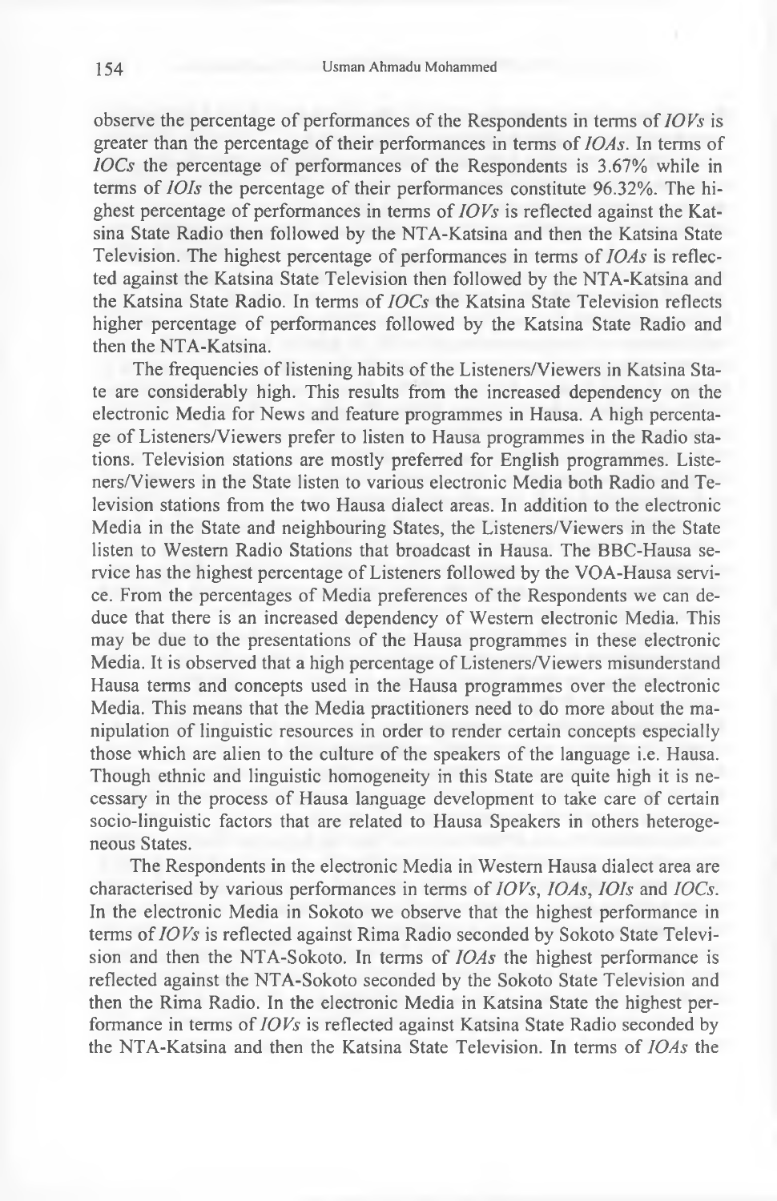observe the percentage of performances of the Respondents in terms of *IOVs* is greater than the percentage of their performances in terms of *IOAs*. In terms of *IOCs* the percentage of performances of the Respondents is 3.67% while in terms of *IOIs* the percentage of their performances constitute 96.32%. The highest percentage of performances in terms of *IOVs* is reflected against the Katsina State Radio then followed by the NTA-Katsina and then the Katsina State Television. The highest percentage of performances in terms of *IOAs* is reflected against the Katsina State Television then followed by the NTA-Katsina and the Katsina State Radio. In terms of *IOCs* the Katsina State Television reflects higher percentage of performances followed by the Katsina State Radio and then the NTA-Katsina.

The frequencies of listening habits of the Listeners/Viewers in Katsina State are considerably high. This results from the increased dependency on the electronic Media for News and feature programmes in Hausa. A high percentage of Listeners/Viewers prefer to listen to Hausa programmes in the Radio stations. Television stations are mostly preferred for English programmes. Listeners/Viewers in the State listen to various electronic Media both Radio and Television stations from the two Hausa dialect areas. In addition to the electronic Media in the State and neighbouring States, the Listeners/Viewers in the State listen to Western Radio Stations that broadcast in Hausa. The BBC-Hausa service has the highest percentage of Listeners followed by the VOA-Hausa service. From the percentages of Media preferences of the Respondents we can deduce that there is an increased dependency of Western electronic Media. This may be due to the presentations of the Hausa programmes in these electronic Media. It is observed that a high percentage of Listeners/Viewers misunderstand Hausa terms and concepts used in the Hausa programmes over the electronic Media. This means that the Media practitioners need to do more about the manipulation of linguistic resources in order to render certain concepts especially those which are alien to the culture of the speakers of the language i.e. Hausa. Though ethnic and linguistic homogeneity in this State are quite high it is necessary in the process of Hausa language development to take care of certain socio-linguistic factors that are related to Hausa Speakers in others heterogeneous States.

The Respondents in the electronic Media in Western Hausa dialect area are characterised by various performances in terms of *IOVs*, *IOAs*, *IOIs* and *IOCs*. In the electronic Media in Sokoto we observe that the highest performance in terms of *IOVs* is reflected against Rima Radio seconded by Sokoto State Television and then the NTA-Sokoto. In terms of *IOAs* the highest performance is reflected against the NTA-Sokoto seconded by the Sokoto State Television and then the Rima Radio. In the electronic Media in Katsina State the highest performance in terms of *IOVs* is reflected against Katsina State Radio seconded by the NTA-Katsina and then the Katsina State Television. In terms of *IOAs* the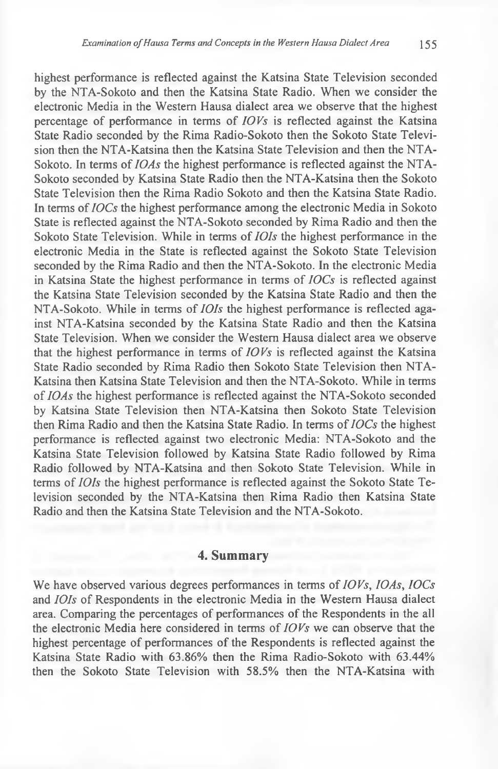highest performance is reflected against the Katsina State Television seconded by the NTA-Sokoto and then the Katsina State Radio. When we consider the electronic Media in the Western Hausa dialect area we observe that the highest percentage of performance in terms of *IOVs* is reflected against the Katsina State Radio seconded by the Rima Radio-Sokoto then the Sokoto State Television then the NTA-Katsina then the Katsina State Television and then the NTA-Sokoto. In terms of *IOAs* the highest performance is reflected against the NTA-Sokoto seconded by Katsina State Radio then the NTA-Katsina then the Sokoto State Television then the Rima Radio Sokoto and then the Katsina State Radio. In terms of *IOCs* the highest performance among the electronic Media in Sokoto State is reflected against the NTA-Sokoto seconded by Rima Radio and then the Sokoto State Television. While in terms of *IOIs* the highest performance in the electronic Media in the State is reflected against the Sokoto State Television seconded by the Rima Radio and then the NTA-Sokoto. In the electronic Media in Katsina State the highest performance in terms of *IOCs* is reflected against the Katsina State Television seconded by the Katsina State Radio and then the NTA-Sokoto. While in terms of *IOIs* the highest performance is reflected against NTA-Katsina seconded by the Katsina State Radio and then the Katsina State Television. When we consider the Western Hausa dialect area we observe that the highest performance in terms of *IOVs* is reflected against the Katsina State Radio seconded by Rima Radio then Sokoto State Television then NTA-Katsina then Katsina State Television and then the NTA-Sokoto. While in terms of *IOAs* the highest performance is reflected against the NTA-Sokoto seconded by Katsina State Television then NTA-Katsina then Sokoto State Television then Rima Radio and then the Katsina State Radio. In terms of *IOCs* the highest performance is reflected against two electronic Media: NTA-Sokoto and the Katsina State Television followed by Katsina State Radio followed by Rima Radio followed by NTA-Katsina and then Sokoto State Television. While in terms of *IOIs* the highest performance is reflected against the Sokoto State Television seconded by the NTA-Katsina then Rima Radio then Katsina State Radio and then the Katsina State Television and the NTA-Sokoto.

## 4. Summary

We have observed various degrees performances in terms of *IOVs*, *IOAs*, *IOCs* and *IOIs* of Respondents in the electronic Media in the Western Hausa dialect area. Comparing the percentages of performances of the Respondents in the all the electronic Media here considered in terms of *IOVs* we can observe that the highest percentage of performances of the Respondents is reflected against the Katsina State Radio with 63.86% then the Rima Radio-Sokoto with 63.44% then the Sokoto State Television with 58.5% then the NTA-Katsina with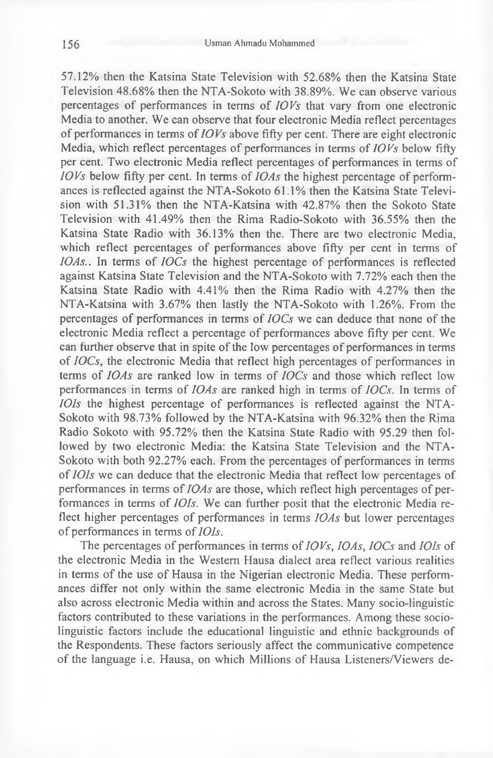57.12% then the Katsina State Television with 52.68% then the Katsina State Television 48.68% then the NTA-Sokoto with 38.89%. We can observe various percentages of performances in terms of *IOVs* that vary from one electronic Media to another. We can observe that four electronic Media reflect percentages of performances in terms of *IOVs* above fifty per cent. There are eight electronic Media, which reflect percentages of performances in terms of *IOVs* below fifty per cent. Two electronic Media reflect percentages of performances in terms of *IOVs* below fifty per cent. In terms of *IOAs* the highest percentage of performances is reflected against the NTA-Sokoto 61.1% then the Katsina State Television with 51.31% then the NTA-Katsina with 42.87% then the Sokoto State Television with 41.49% then the Rima Radio-Sokoto with 36.55% then the Katsina State Radio with 36.13% then the. There are two electronic Media, which reflect percentages of performances above fifty per cent in terms of *IOAs*.. In terms of *IOCs* the highest percentage of performances is reflected against Katsina State Television and the NTA-Sokoto with 7.72% each then the Katsina State Radio with 4.41% then the Rima Radio with 4.27% then the NTA-Katsina with 3.67% then lastly the NTA-Sokoto with 1.26%. From the percentages of performances in terms of *IOCs* we can deduce that none of the electronic Media reflect a percentage of performances above fifty per cent. We can further observe that in spite of the low percentages of performances in terms of *IOCs*, the electronic Media that reflect high percentages of performances in terms of *IOAs* are ranked low in terms of *IOCs* and those which reflect low performances in terms of *IOAs* are ranked high in terms of *IOCs*. In terms of *IOIs* the highest percentage of performances is reflected against the NTA-Sokoto with 98.73% followed by the NTA-Katsina with 96.32% then the Rima Radio Sokoto with 95.72% then the Katsina State Radio with 95.29 then followed by two electronic Media: the Katsina State Television and the NTA-Sokoto with both 92.27% each. From the percentages of performances in terms of *IOIs* we can deduce that the electronic Media that reflect low percentages of performances in terms of *IOAs* are those, which reflect high percentages of performances in terms of *IOIs*. We can further posit that the electronic Media reflect higher percentages of performances in terms *IOAs* but lower percentages of performances in terms of *IOIs*.

The percentages of performances in terms of *IOVs*, *IOAs*, *IOCs* and *IOIs* of the electronic Media in the Western Hausa dialect area reflect various realities in terms of the use of Hausa in the Nigerian electronic Media. These performances differ not only within the same electronic Media in the same State but also across electronic Media within and across the States. Many socio-linguistic factors contributed to these variations in the performances. Among these socio-linguistic factors include the educational linguistic and ethnic backgrounds of the Respondents. These factors seriously affect the communicative competence of the language i.e. Hausa, on which Millions of Hausa Listeners/Viewers de-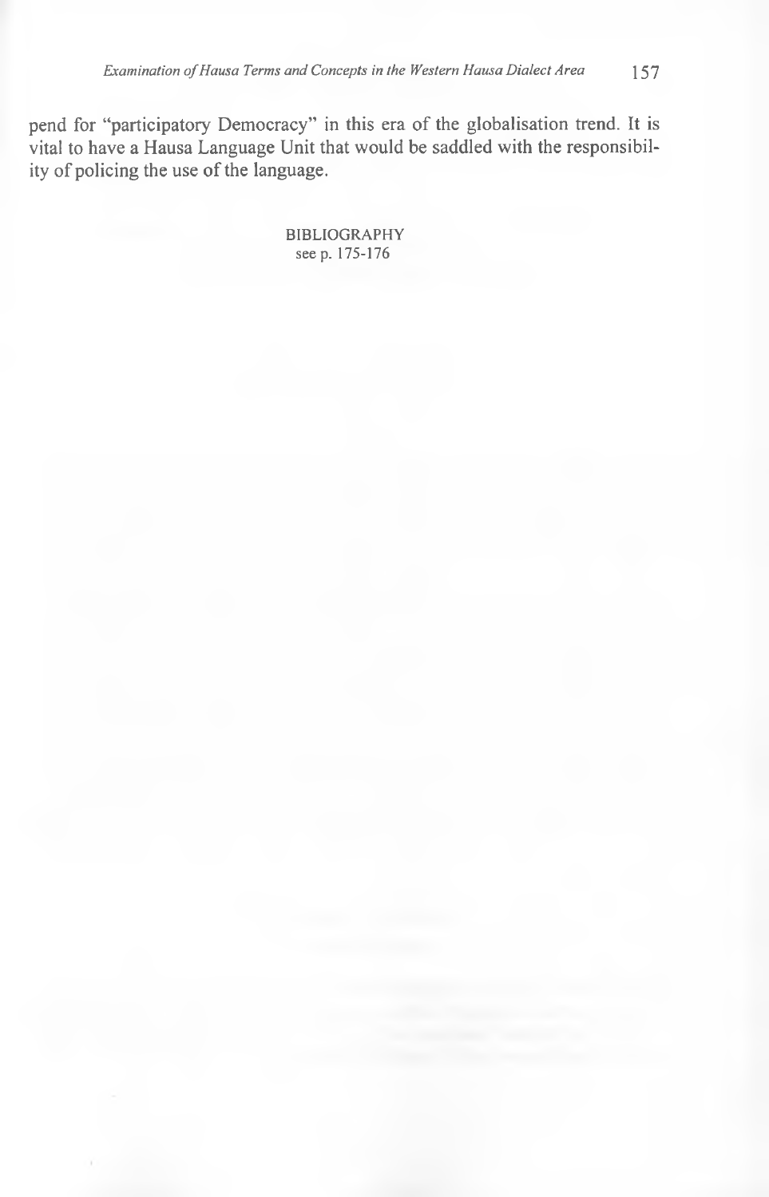pend for "participatory Democracy" in this era of the globalisation trend. It is vital to have a Hausa Language Unit that would be saddled with the responsibility of policing the use of the language.

BIBLIOGRAPHY
see p. 175-176